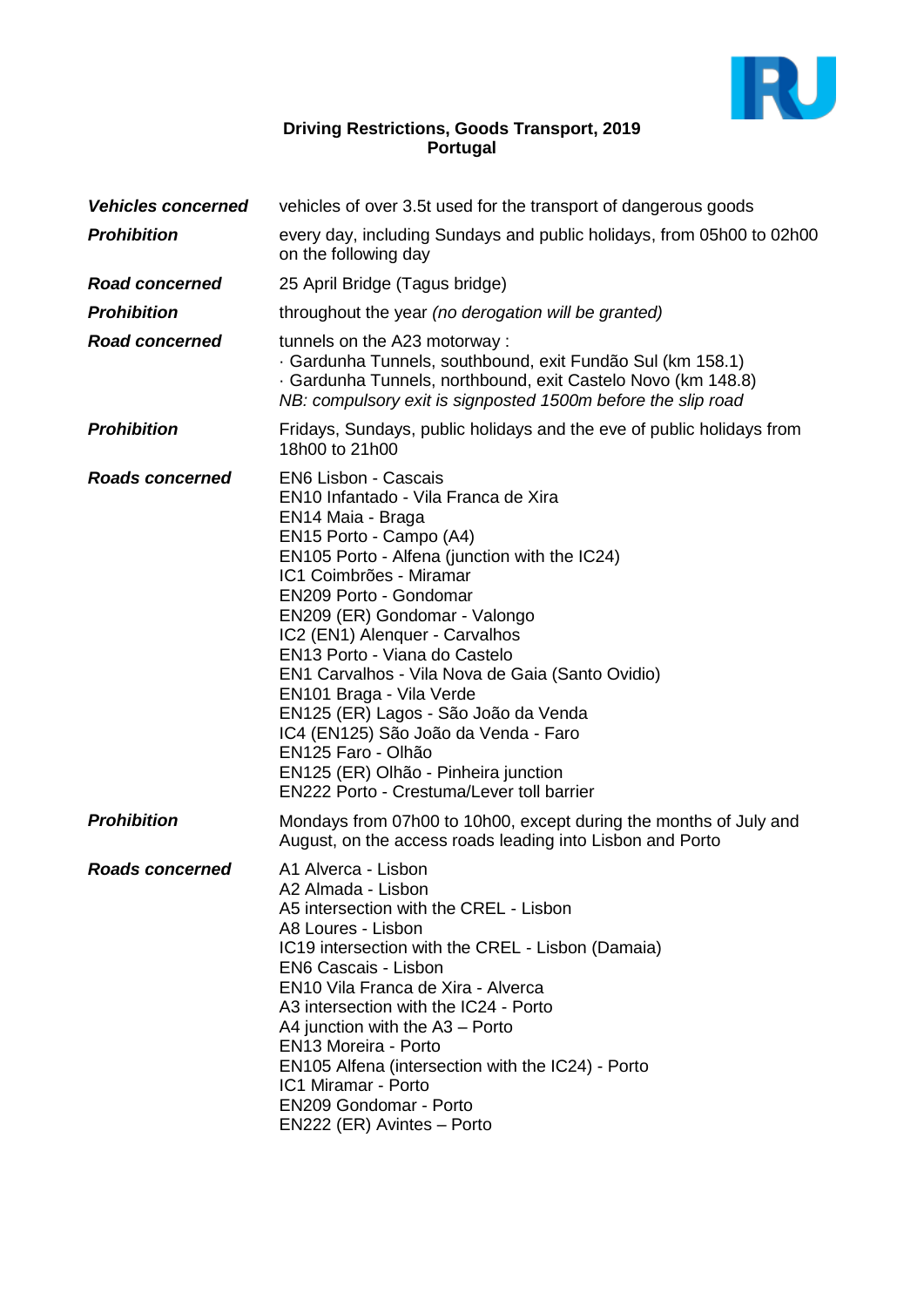# Driving Restrictions, Goods Transport, 2019
## Portugal

| | |
|---|---|
| ***Vehicles concerned*** | vehicles of over 3.5t used for the transport of dangerous goods |
| ***Prohibition*** | every day, including Sundays and public holidays, from 05h00 to 02h00 on the following day |
| ***Road concerned*** | 25 April Bridge (Tagus bridge) |
| ***Prohibition*** | throughout the year *(no derogation will be granted)* |
| ***Road concerned*** | tunnels on the A23 motorway :<br>· Gardunha Tunnels, southbound, exit Fundão Sul (km 158.1)<br>· Gardunha Tunnels, northbound, exit Castelo Novo (km 148.8)<br>*NB: compulsory exit is signposted 1500m before the slip road* |
| ***Prohibition*** | Fridays, Sundays, public holidays and the eve of public holidays from 18h00 to 21h00 |
| ***Roads concerned*** | EN6 Lisbon - Cascais<br>EN10 Infantado - Vila Franca de Xira<br>EN14 Maia - Braga<br>EN15 Porto - Campo (A4)<br>EN105 Porto - Alfena (junction with the IC24)<br>IC1 Coimbrões - Miramar<br>EN209 Porto - Gondomar<br>EN209 (ER) Gondomar - Valongo<br>IC2 (EN1) Alenquer - Carvalhos<br>EN13 Porto - Viana do Castelo<br>EN1 Carvalhos - Vila Nova de Gaia (Santo Ovidio)<br>EN101 Braga - Vila Verde<br>EN125 (ER) Lagos - São João da Venda<br>IC4 (EN125) São João da Venda - Faro<br>EN125 Faro - Olhão<br>EN125 (ER) Olhão - Pinheira junction<br>EN222 Porto - Crestuma/Lever toll barrier |
| ***Prohibition*** | Mondays from 07h00 to 10h00, except during the months of July and August, on the access roads leading into Lisbon and Porto |
| ***Roads concerned*** | A1 Alverca - Lisbon<br>A2 Almada - Lisbon<br>A5 intersection with the CREL - Lisbon<br>A8 Loures - Lisbon<br>IC19 intersection with the CREL - Lisbon (Damaia)<br>EN6 Cascais - Lisbon<br>EN10 Vila Franca de Xira - Alverca<br>A3 intersection with the IC24 - Porto<br>A4 junction with the A3 – Porto<br>EN13 Moreira - Porto<br>EN105 Alfena (intersection with the IC24) - Porto<br>IC1 Miramar - Porto<br>EN209 Gondomar - Porto<br>EN222 (ER) Avintes – Porto |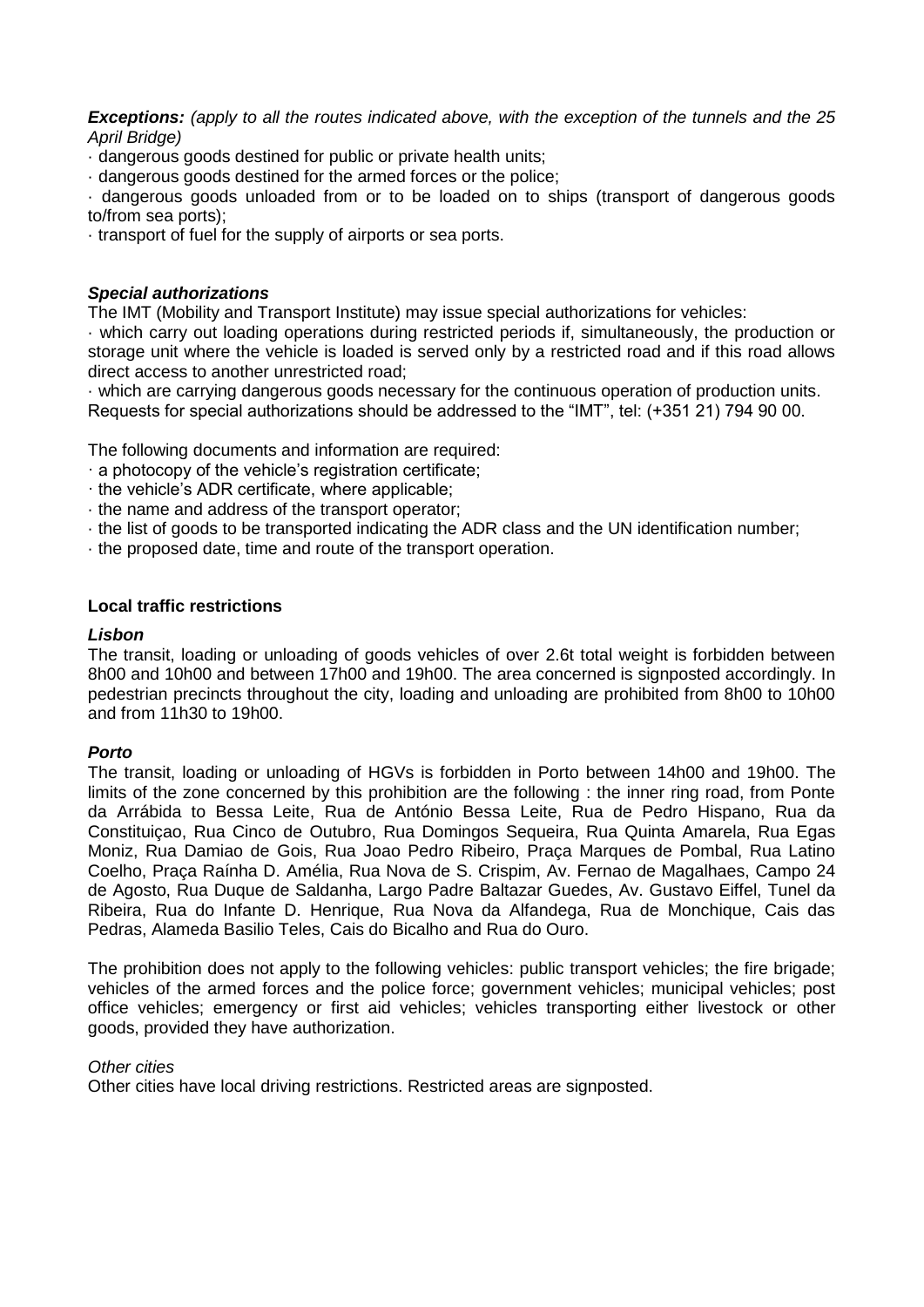***Exceptions:*** *(apply to all the routes indicated above, with the exception of the tunnels and the 25 April Bridge)*

· dangerous goods destined for public or private health units;
· dangerous goods destined for the armed forces or the police;
· dangerous goods unloaded from or to be loaded on to ships (transport of dangerous goods to/from sea ports);
· transport of fuel for the supply of airports or sea ports.

***Special authorizations***

The IMT (Mobility and Transport Institute) may issue special authorizations for vehicles:

· which carry out loading operations during restricted periods if, simultaneously, the production or storage unit where the vehicle is loaded is served only by a restricted road and if this road allows direct access to another unrestricted road;
· which are carrying dangerous goods necessary for the continuous operation of production units.

Requests for special authorizations should be addressed to the "IMT", tel: (+351 21) 794 90 00.

The following documents and information are required:

· a photocopy of the vehicle's registration certificate;
· the vehicle's ADR certificate, where applicable;
· the name and address of the transport operator;
· the list of goods to be transported indicating the ADR class and the UN identification number;
· the proposed date, time and route of the transport operation.

**Local traffic restrictions**

***Lisbon***

The transit, loading or unloading of goods vehicles of over 2.6t total weight is forbidden between 8h00 and 10h00 and between 17h00 and 19h00. The area concerned is signposted accordingly. In pedestrian precincts throughout the city, loading and unloading are prohibited from 8h00 to 10h00 and from 11h30 to 19h00.

***Porto***

The transit, loading or unloading of HGVs is forbidden in Porto between 14h00 and 19h00. The limits of the zone concerned by this prohibition are the following : the inner ring road, from Ponte da Arrábida to Bessa Leite, Rua de António Bessa Leite, Rua de Pedro Hispano, Rua da Constituiçao, Rua Cinco de Outubro, Rua Domingos Sequeira, Rua Quinta Amarela, Rua Egas Moniz, Rua Damiao de Gois, Rua Joao Pedro Ribeiro, Praça Marques de Pombal, Rua Latino Coelho, Praça Raínha D. Amélia, Rua Nova de S. Crispim, Av. Fernao de Magalhaes, Campo 24 de Agosto, Rua Duque de Saldanha, Largo Padre Baltazar Guedes, Av. Gustavo Eiffel, Tunel da Ribeira, Rua do Infante D. Henrique, Rua Nova da Alfandega, Rua de Monchique, Cais das Pedras, Alameda Basilio Teles, Cais do Bicalho and Rua do Ouro.

The prohibition does not apply to the following vehicles: public transport vehicles; the fire brigade; vehicles of the armed forces and the police force; government vehicles; municipal vehicles; post office vehicles; emergency or first aid vehicles; vehicles transporting either livestock or other goods, provided they have authorization.

*Other cities*

Other cities have local driving restrictions. Restricted areas are signposted.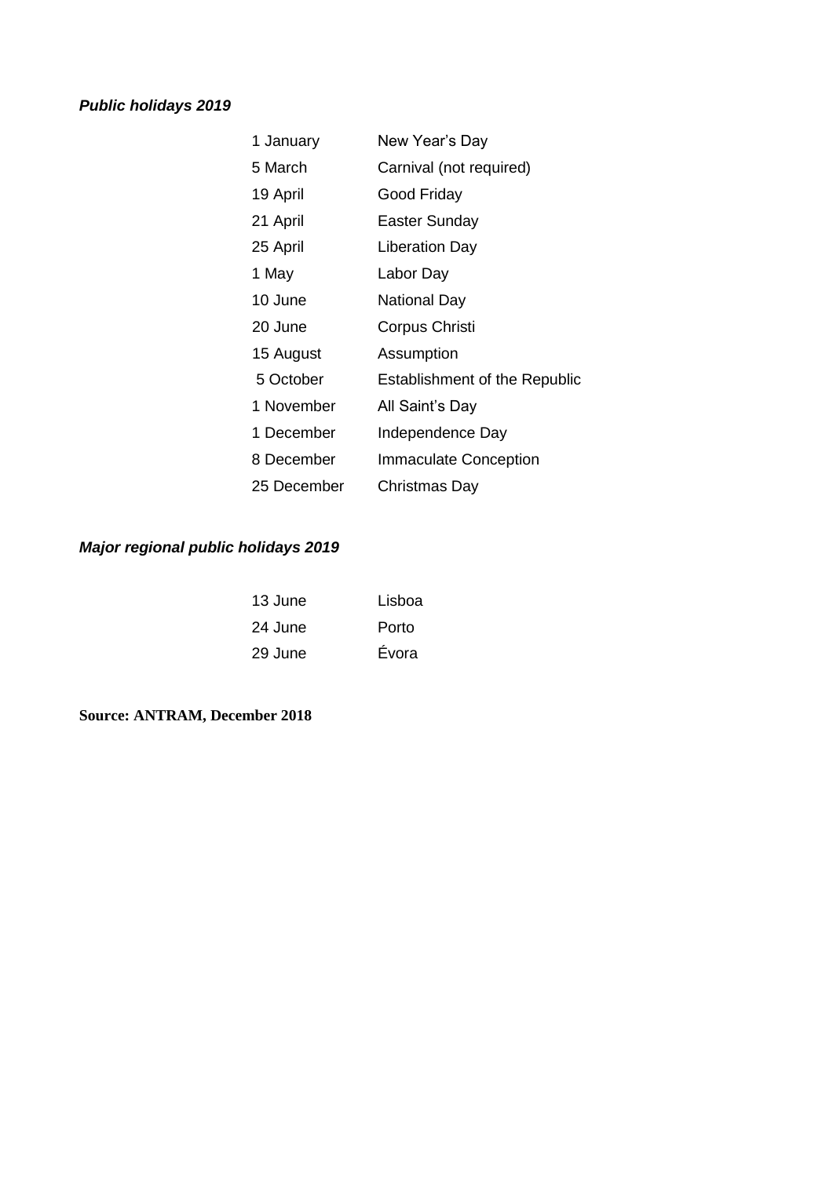***Public holidays 2019***

| | |
|---|---|
| 1 January | New Year's Day |
| 5 March | Carnival (not required) |
| 19 April | Good Friday |
| 21 April | Easter Sunday |
| 25 April | Liberation Day |
| 1 May | Labor Day |
| 10 June | National Day |
| 20 June | Corpus Christi |
| 15 August | Assumption |
| 5 October | Establishment of the Republic |
| 1 November | All Saint's Day |
| 1 December | Independence Day |
| 8 December | Immaculate Conception |
| 25 December | Christmas Day |

***Major regional public holidays 2019***

| | |
|---|---|
| 13 June | Lisboa |
| 24 June | Porto |
| 29 June | Évora |

**Source: ANTRAM, December 2018**